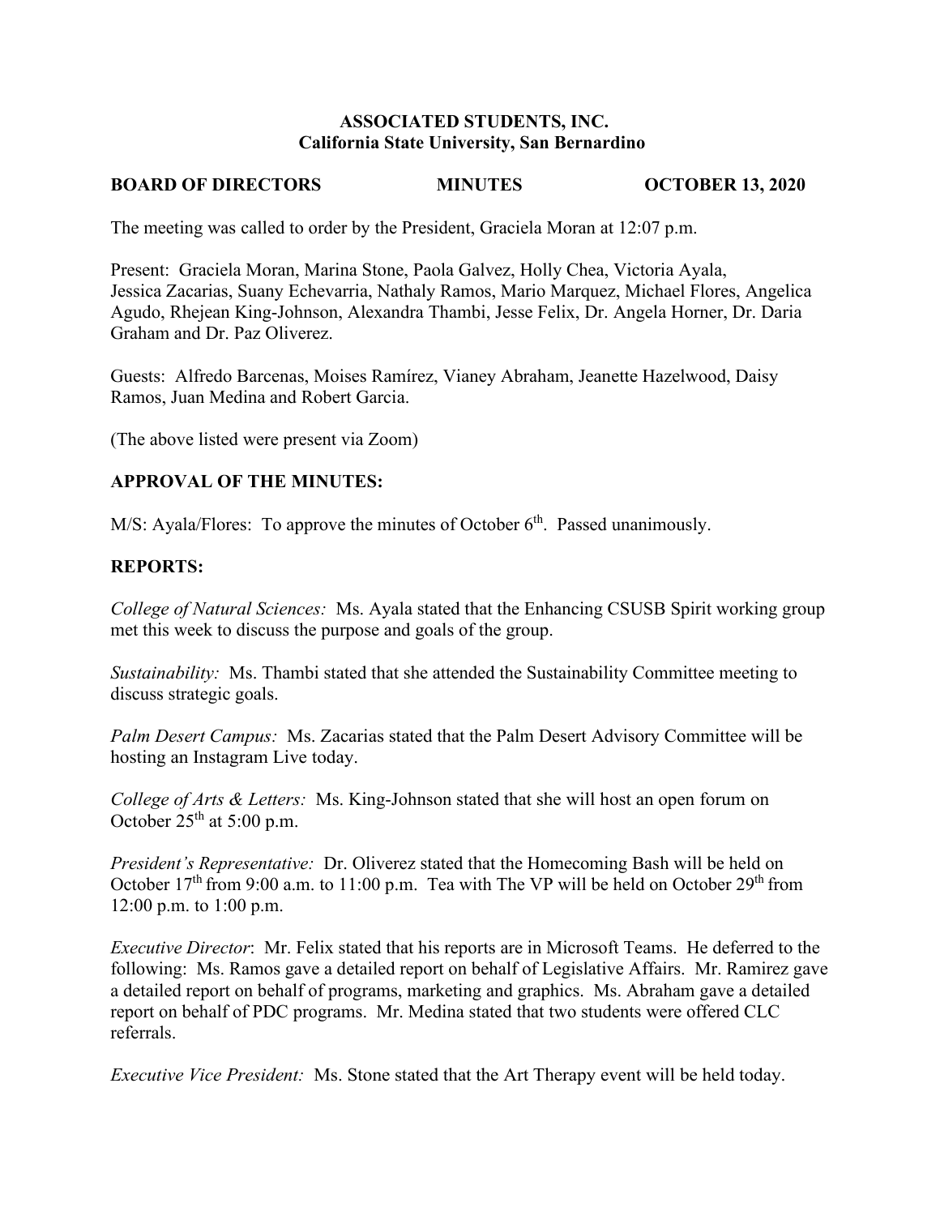**ASSOCIATED STUDENTS, INC.**
**California State University, San Bernardino**

**BOARD OF DIRECTORS MINUTES OCTOBER 13, 2020**

The meeting was called to order by the President, Graciela Moran at 12:07 p.m.

Present: Graciela Moran, Marina Stone, Paola Galvez, Holly Chea, Victoria Ayala, Jessica Zacarias, Suany Echevarria, Nathaly Ramos, Mario Marquez, Michael Flores, Angelica Agudo, Rhejean King-Johnson, Alexandra Thambi, Jesse Felix, Dr. Angela Horner, Dr. Daria Graham and Dr. Paz Oliverez.

Guests: Alfredo Barcenas, Moises Ramírez, Vianey Abraham, Jeanette Hazelwood, Daisy Ramos, Juan Medina and Robert Garcia.

(The above listed were present via Zoom)

## APPROVAL OF THE MINUTES:

M/S: Ayala/Flores: To approve the minutes of October 6th. Passed unanimously.

## REPORTS:

*College of Natural Sciences:* Ms. Ayala stated that the Enhancing CSUSB Spirit working group met this week to discuss the purpose and goals of the group.

*Sustainability:* Ms. Thambi stated that she attended the Sustainability Committee meeting to discuss strategic goals.

*Palm Desert Campus:* Ms. Zacarias stated that the Palm Desert Advisory Committee will be hosting an Instagram Live today.

*College of Arts & Letters:* Ms. King-Johnson stated that she will host an open forum on October 25th at 5:00 p.m.

*President's Representative:* Dr. Oliverez stated that the Homecoming Bash will be held on October 17th from 9:00 a.m. to 11:00 p.m. Tea with The VP will be held on October 29th from 12:00 p.m. to 1:00 p.m.

*Executive Director*: Mr. Felix stated that his reports are in Microsoft Teams. He deferred to the following: Ms. Ramos gave a detailed report on behalf of Legislative Affairs. Mr. Ramirez gave a detailed report on behalf of programs, marketing and graphics. Ms. Abraham gave a detailed report on behalf of PDC programs. Mr. Medina stated that two students were offered CLC referrals.

*Executive Vice President:* Ms. Stone stated that the Art Therapy event will be held today.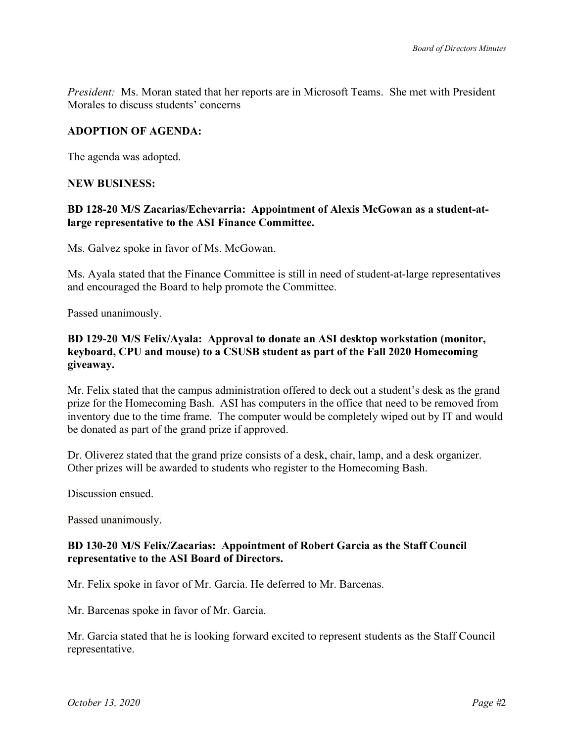*President:* Ms. Moran stated that her reports are in Microsoft Teams. She met with President Morales to discuss students' concerns

**ADOPTION OF AGENDA:**

The agenda was adopted.

**NEW BUSINESS:**

**BD 128-20 M/S Zacarias/Echevarria: Appointment of Alexis McGowan as a student-at-large representative to the ASI Finance Committee.**

Ms. Galvez spoke in favor of Ms. McGowan.

Ms. Ayala stated that the Finance Committee is still in need of student-at-large representatives and encouraged the Board to help promote the Committee.

Passed unanimously.

**BD 129-20 M/S Felix/Ayala: Approval to donate an ASI desktop workstation (monitor, keyboard, CPU and mouse) to a CSUSB student as part of the Fall 2020 Homecoming giveaway.**

Mr. Felix stated that the campus administration offered to deck out a student's desk as the grand prize for the Homecoming Bash. ASI has computers in the office that need to be removed from inventory due to the time frame. The computer would be completely wiped out by IT and would be donated as part of the grand prize if approved.

Dr. Oliverez stated that the grand prize consists of a desk, chair, lamp, and a desk organizer. Other prizes will be awarded to students who register to the Homecoming Bash.

Discussion ensued.

Passed unanimously.

**BD 130-20 M/S Felix/Zacarias: Appointment of Robert Garcia as the Staff Council representative to the ASI Board of Directors.**

Mr. Felix spoke in favor of Mr. Garcia. He deferred to Mr. Barcenas.

Mr. Barcenas spoke in favor of Mr. Garcia.

Mr. Garcia stated that he is looking forward excited to represent students as the Staff Council representative.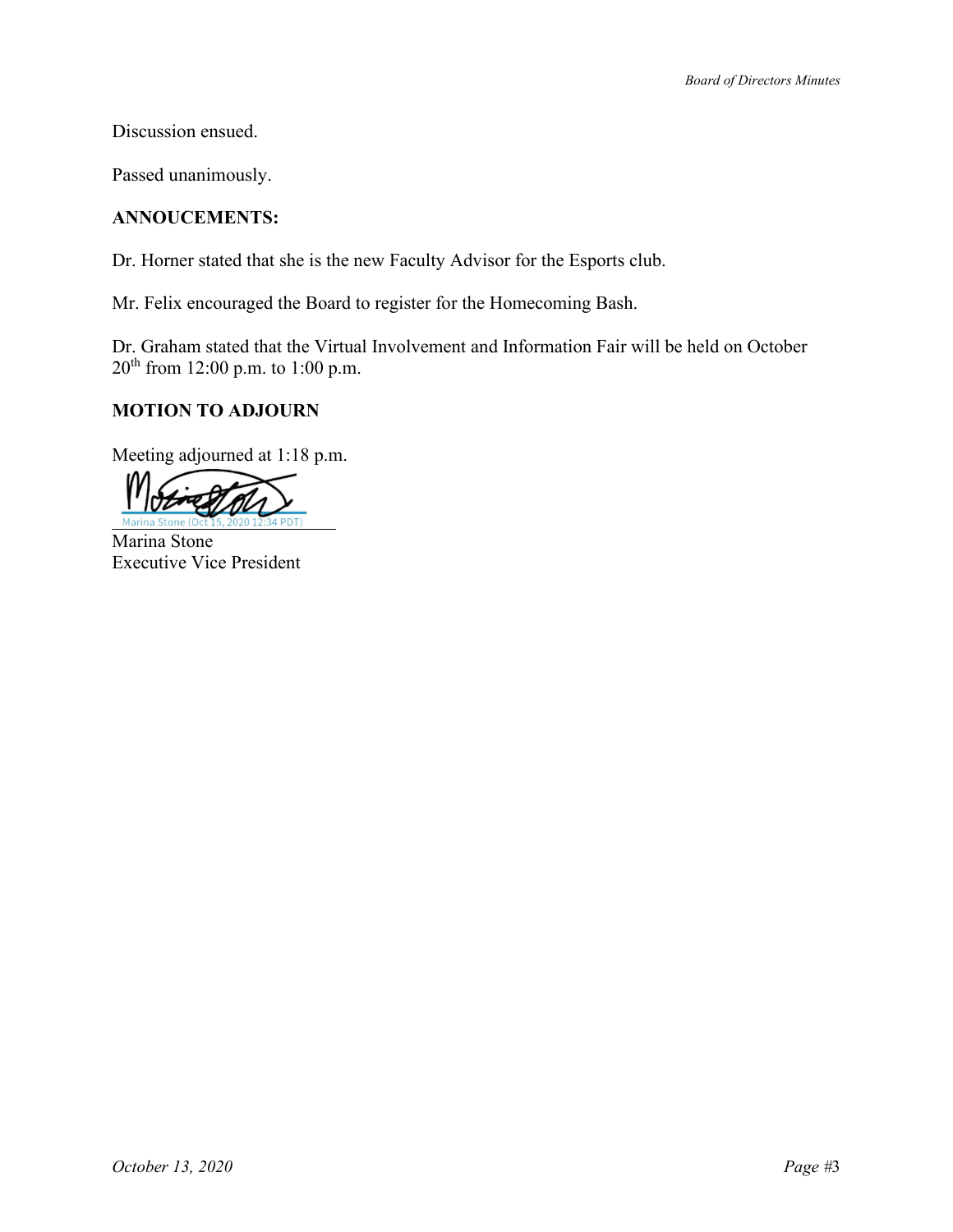Discussion ensued.

Passed unanimously.

**ANNOUCEMENTS:**

Dr. Horner stated that she is the new Faculty Advisor for the Esports club.

Mr. Felix encouraged the Board to register for the Homecoming Bash.

Dr. Graham stated that the Virtual Involvement and Information Fair will be held on October 20th from 12:00 p.m. to 1:00 p.m.

**MOTION TO ADJOURN**

Meeting adjourned at 1:18 p.m.

Marina Stone (Oct 15, 2020 12:34 PDT)

Marina Stone
Executive Vice President